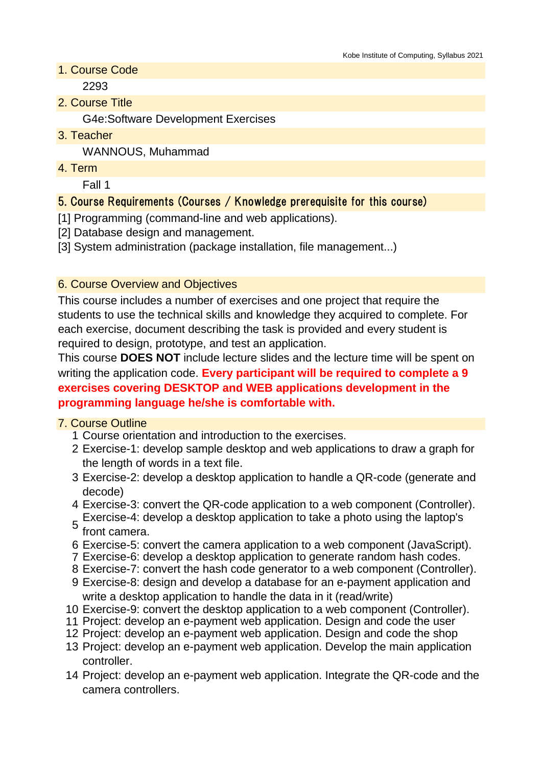## 1. Course Code

2293

## 2. Course Title

G4e:Software Development Exercises

## 3. Teacher

WANNOUS, Muhammad

## 4. Term

Fall 1

## 5. Course Requirements (Courses / Knowledge prerequisite for this course)

[1] Programming (command-line and web applications).
[2] Database design and management.
[3] System administration (package installation, file management...)

## 6. Course Overview and Objectives

This course includes a number of exercises and one project that require the students to use the technical skills and knowledge they acquired to complete. For each exercise, document describing the task is provided and every student is required to design, prototype, and test an application.
This course **DOES NOT** include lecture slides and the lecture time will be spent on writing the application code. **Every participant will be required to complete a 9 exercises covering DESKTOP and WEB applications development in the programming language he/she is comfortable with.**

## 7. Course Outline

1. Course orientation and introduction to the exercises.
2. Exercise-1: develop sample desktop and web applications to draw a graph for the length of words in a text file.
3. Exercise-2: develop a desktop application to handle a QR-code (generate and decode)
4. Exercise-3: convert the QR-code application to a web component (Controller).
5. Exercise-4: develop a desktop application to take a photo using the laptop's front camera.
6. Exercise-5: convert the camera application to a web component (JavaScript).
7. Exercise-6: develop a desktop application to generate random hash codes.
8. Exercise-7: convert the hash code generator to a web component (Controller).
9. Exercise-8: design and develop a database for an e-payment application and write a desktop application to handle the data in it (read/write)
10. Exercise-9: convert the desktop application to a web component (Controller).
11. Project: develop an e-payment web application. Design and code the user
12. Project: develop an e-payment web application. Design and code the shop
13. Project: develop an e-payment web application. Develop the main application controller.
14. Project: develop an e-payment web application. Integrate the QR-code and the camera controllers.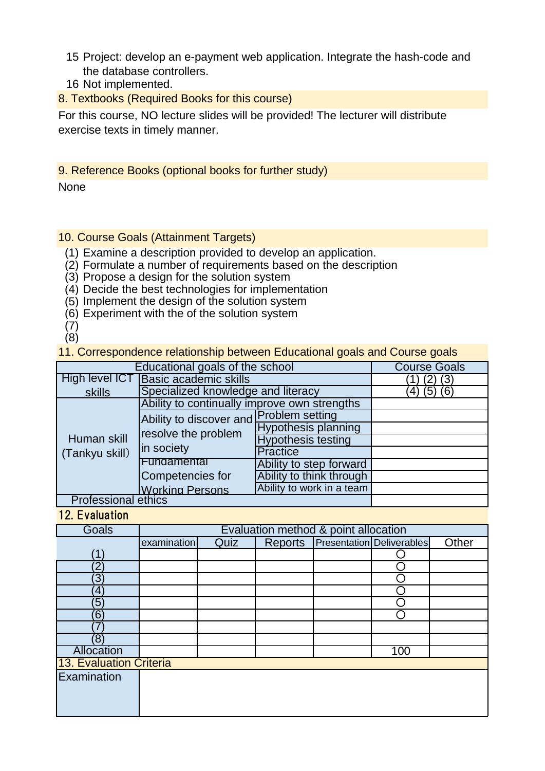15. Project: develop an e-payment web application. Integrate the hash-code and the database controllers.
16. Not implemented.

## 8. Textbooks (Required Books for this course)

For this course, NO lecture slides will be provided! The lecturer will distribute exercise texts in timely manner.

## 9. Reference Books (optional books for further study)

None

## 10. Course Goals (Attainment Targets)

(1) Examine a description provided to develop an application.
(2) Formulate a number of requirements based on the description
(3) Propose a design for the solution system
(4) Decide the best technologies for implementation
(5) Implement the design of the solution system
(6) Experiment with the of the solution system
(7)
(8)

## 11. Correspondence relationship between Educational goals and Course goals

| Educational goals of the school | | | Course Goals |
|---|---|---|---|
| High level ICT skills | Basic academic skills | | (1) (2) (3) |
| | Specialized knowledge and literacy | | (4) (5) (6) |
| Human skill (Tankyu skill) | Ability to continually improve own strengths | | |
| | Ability to discover and resolve the problem in society | Problem setting | |
| | | Hypothesis planning | |
| | | Hypothesis testing | |
| | | Practice | |
| | Fundamental Competencies for Working Persons | Ability to step forward | |
| | | Ability to think through | |
| | | Ability to work in a team | |
| Professional ethics | | | |

## 12. Evaluation

| Goals | Evaluation method & point allocation | | | | | |
|---|---|---|---|---|---|---|
| | examination | Quiz | Reports | Presentation | Deliverables | Other |
| (1) | | | | | ○ | |
| (2) | | | | | ○ | |
| (3) | | | | | ○ | |
| (4) | | | | | ○ | |
| (5) | | | | | ○ | |
| (6) | | | | | ○ | |
| (7) | | | | | | |
| (8) | | | | | | |
| Allocation | | | | | 100 | |

## 13. Evaluation Criteria

| Examination | |
|---|---|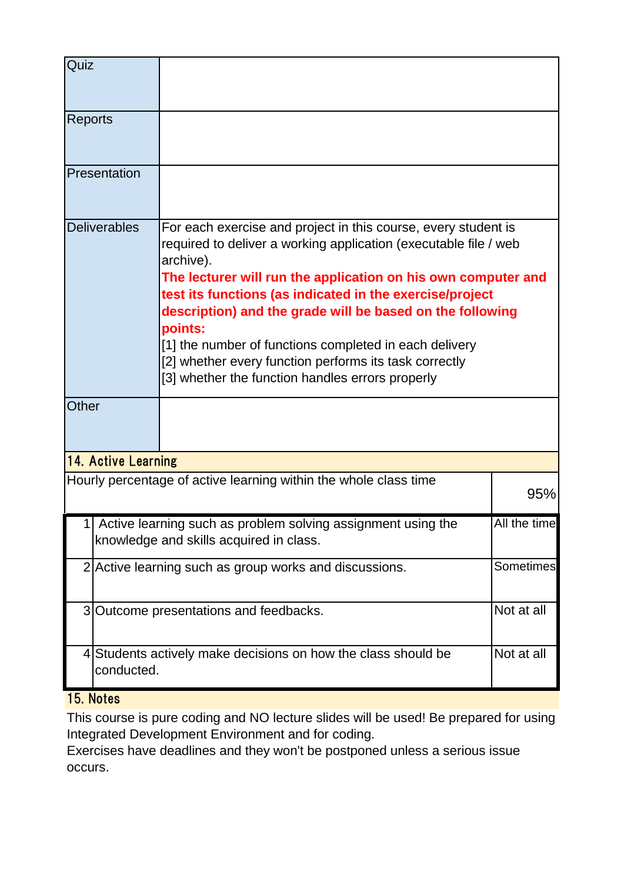| | |
|---|---|
| Quiz | |
| Reports | |
| Presentation | |
| Deliverables | For each exercise and project in this course, every student is required to deliver a working application (executable file / web archive).<br>**The lecturer will run the application on his own computer and test its functions (as indicated in the exercise/project description) and the grade will be based on the following points:**<br>[1] the number of functions completed in each delivery<br>[2] whether every function performs its task correctly<br>[3] whether the function handles errors properly |
| Other | |

## 14. Active Learning

| Hourly percentage of active learning within the whole class time | | 95% |
|---|---|---|
| 1 | Active learning such as problem solving assignment using the knowledge and skills acquired in class. | All the time |
| 2 | Active learning such as group works and discussions. | Sometimes |
| 3 | Outcome presentations and feedbacks. | Not at all |
| 4 | Students actively make decisions on how the class should be conducted. | Not at all |

## 15. Notes

This course is pure coding and NO lecture slides will be used! Be prepared for using Integrated Development Environment and for coding.
Exercises have deadlines and they won't be postponed unless a serious issue occurs.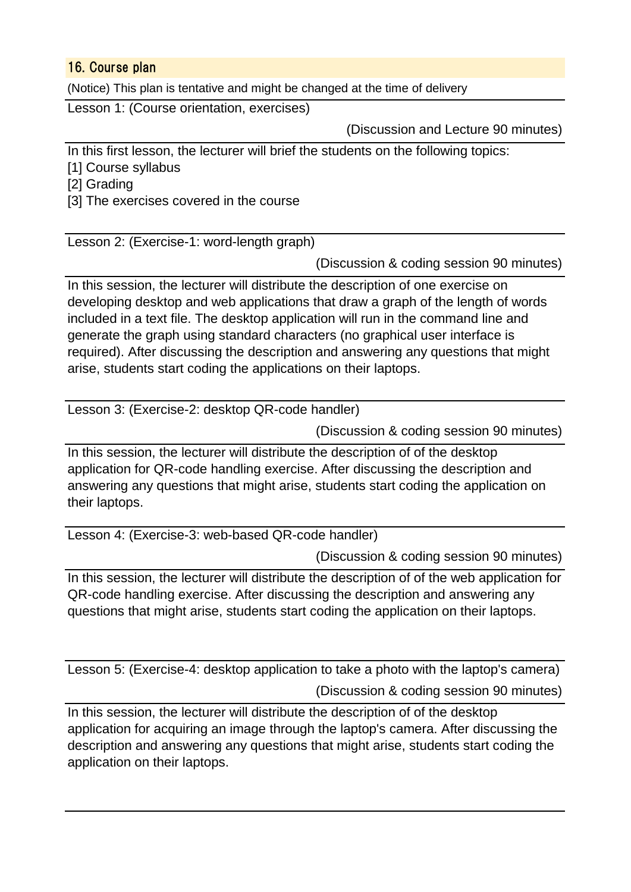## 16. Course plan

(Notice) This plan is tentative and might be changed at the time of delivery

**Lesson 1: (Course orientation, exercises)**

(Discussion and Lecture 90 minutes)

In this first lesson, the lecturer will brief the students on the following topics:
[1] Course syllabus
[2] Grading
[3] The exercises covered in the course

**Lesson 2: (Exercise-1: word-length graph)**

(Discussion & coding session 90 minutes)

In this session, the lecturer will distribute the description of one exercise on developing desktop and web applications that draw a graph of the length of words included in a text file. The desktop application will run in the command line and generate the graph using standard characters (no graphical user interface is required). After discussing the description and answering any questions that might arise, students start coding the applications on their laptops.

**Lesson 3: (Exercise-2: desktop QR-code handler)**

(Discussion & coding session 90 minutes)

In this session, the lecturer will distribute the description of of the desktop application for QR-code handling exercise. After discussing the description and answering any questions that might arise, students start coding the application on their laptops.

**Lesson 4: (Exercise-3: web-based QR-code handler)**

(Discussion & coding session 90 minutes)

In this session, the lecturer will distribute the description of of the web application for QR-code handling exercise. After discussing the description and answering any questions that might arise, students start coding the application on their laptops.

**Lesson 5: (Exercise-4: desktop application to take a photo with the laptop's camera)**

(Discussion & coding session 90 minutes)

In this session, the lecturer will distribute the description of of the desktop application for acquiring an image through the laptop's camera. After discussing the description and answering any questions that might arise, students start coding the application on their laptops.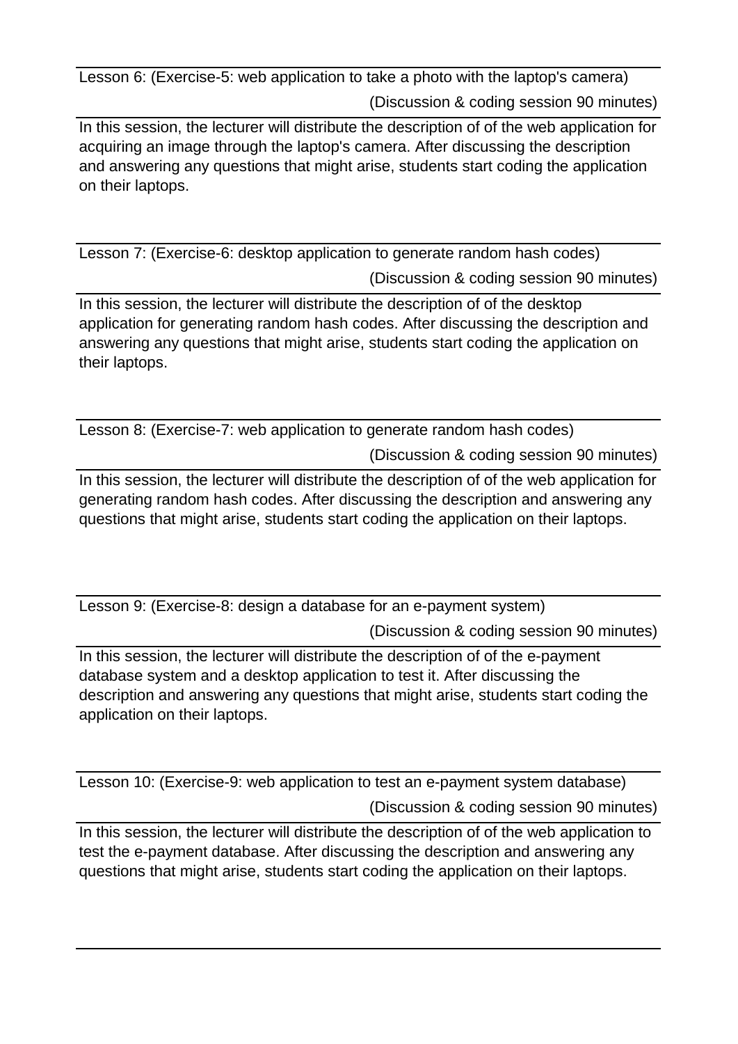Lesson 6: (Exercise-5: web application to take a photo with the laptop's camera)

(Discussion & coding session 90 minutes)

In this session, the lecturer will distribute the description of of the web application for acquiring an image through the laptop's camera. After discussing the description and answering any questions that might arise, students start coding the application on their laptops.

---

Lesson 7: (Exercise-6: desktop application to generate random hash codes)

(Discussion & coding session 90 minutes)

In this session, the lecturer will distribute the description of of the desktop application for generating random hash codes. After discussing the description and answering any questions that might arise, students start coding the application on their laptops.

---

Lesson 8: (Exercise-7: web application to generate random hash codes)

(Discussion & coding session 90 minutes)

In this session, the lecturer will distribute the description of of the web application for generating random hash codes. After discussing the description and answering any questions that might arise, students start coding the application on their laptops.

---

Lesson 9: (Exercise-8: design a database for an e-payment system)

(Discussion & coding session 90 minutes)

In this session, the lecturer will distribute the description of of the e-payment database system and a desktop application to test it. After discussing the description and answering any questions that might arise, students start coding the application on their laptops.

---

Lesson 10: (Exercise-9: web application to test an e-payment system database)

(Discussion & coding session 90 minutes)

In this session, the lecturer will distribute the description of of the web application to test the e-payment database. After discussing the description and answering any questions that might arise, students start coding the application on their laptops.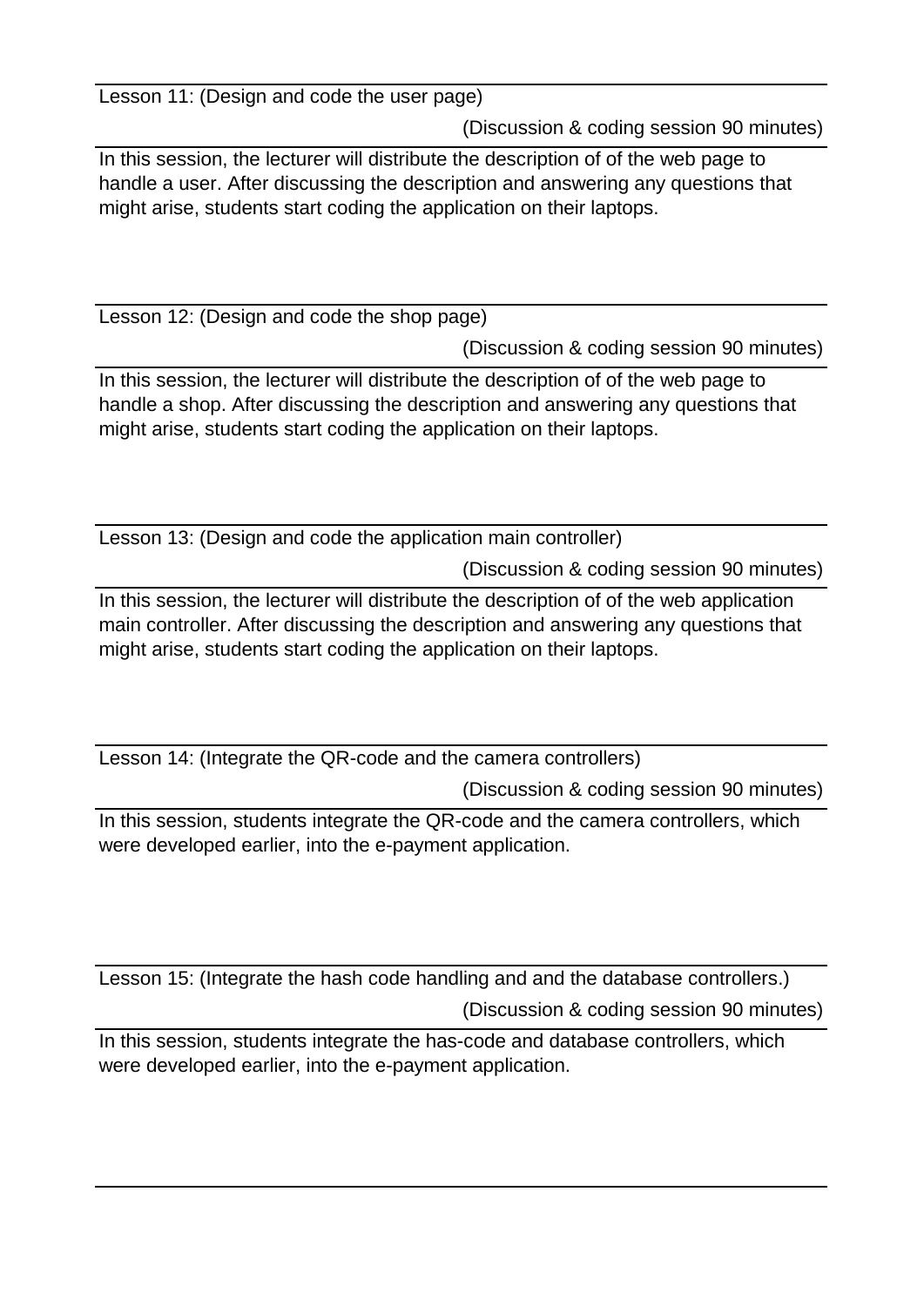Lesson 11: (Design and code the user page)

(Discussion & coding session 90 minutes)

In this session, the lecturer will distribute the description of of the web page to handle a user. After discussing the description and answering any questions that might arise, students start coding the application on their laptops.

Lesson 12: (Design and code the shop page)

(Discussion & coding session 90 minutes)

In this session, the lecturer will distribute the description of of the web page to handle a shop. After discussing the description and answering any questions that might arise, students start coding the application on their laptops.

Lesson 13: (Design and code the application main controller)

(Discussion & coding session 90 minutes)

In this session, the lecturer will distribute the description of of the web application main controller. After discussing the description and answering any questions that might arise, students start coding the application on their laptops.

Lesson 14: (Integrate the QR-code and the camera controllers)

(Discussion & coding session 90 minutes)

In this session, students integrate the QR-code and the camera controllers, which were developed earlier, into the e-payment application.

Lesson 15: (Integrate the hash code handling and and the database controllers.)

(Discussion & coding session 90 minutes)

In this session, students integrate the has-code and database controllers, which were developed earlier, into the e-payment application.